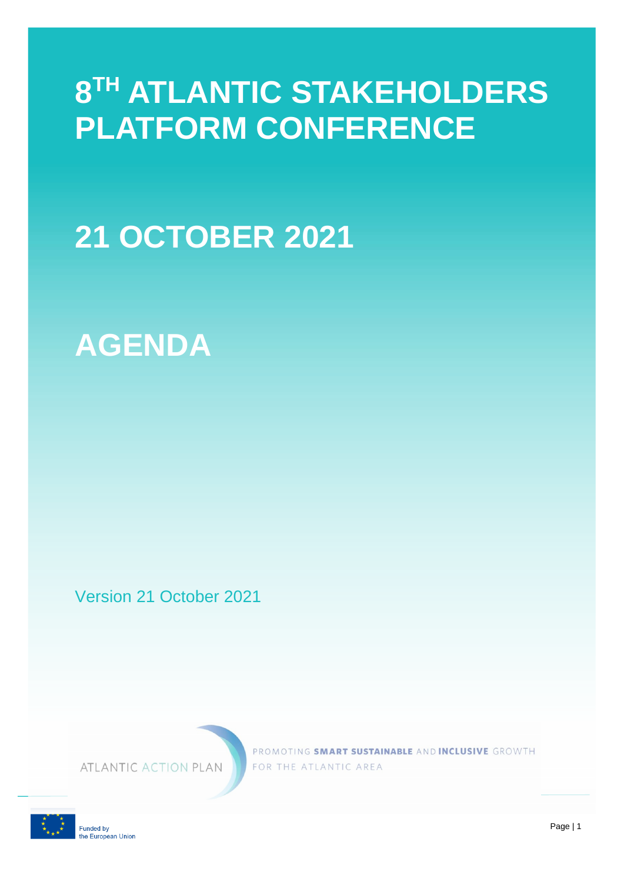# 8TH ATLANTIC STAKEHOLDERS PLATFORM CONFERENCE

# 21 OCTOBER 2021

# AGENDA

Version 21 October 2021

ATLANTIC ACTION PLAN

PROMOTING **SMART SUSTAINABLE** AND **INCLUSIVE** GROWTH FOR THE ATLANTIC AREA

Funded by the European Union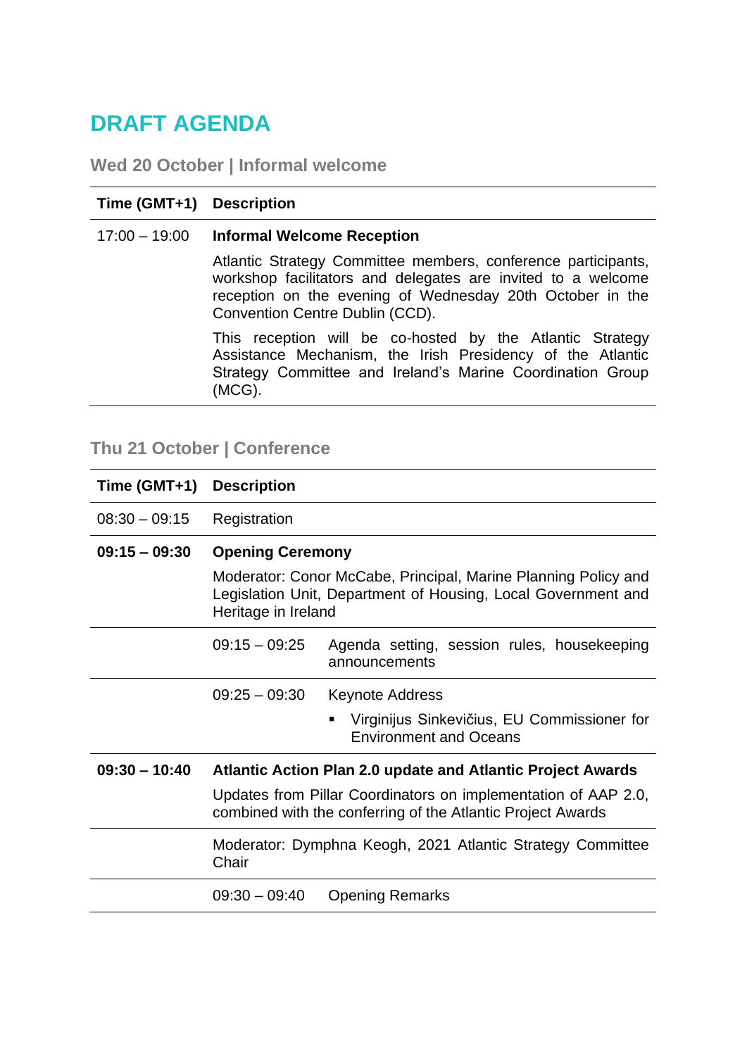# DRAFT AGENDA

## Wed 20 October | Informal welcome

| Time (GMT+1) | Description |
|---|---|
| 17:00 – 19:00 | **Informal Welcome Reception**<br><br>Atlantic Strategy Committee members, conference participants, workshop facilitators and delegates are invited to a welcome reception on the evening of Wednesday 20th October in the Convention Centre Dublin (CCD).<br><br>This reception will be co-hosted by the Atlantic Strategy Assistance Mechanism, the Irish Presidency of the Atlantic Strategy Committee and Ireland's Marine Coordination Group (MCG). |

## Thu 21 October | Conference

| Time (GMT+1) | Description | |
|---|---|---|
| 08:30 – 09:15 | Registration | |
| **09:15 – 09:30** | **Opening Ceremony**<br><br>Moderator: Conor McCabe, Principal, Marine Planning Policy and Legislation Unit, Department of Housing, Local Government and Heritage in Ireland | |
| | 09:15 – 09:25 | Agenda setting, session rules, housekeeping announcements |
| | 09:25 – 09:30 | Keynote Address<br>▪ Virginijus Sinkevičius, EU Commissioner for Environment and Oceans |
| **09:30 – 10:40** | **Atlantic Action Plan 2.0 update and Atlantic Project Awards**<br><br>Updates from Pillar Coordinators on implementation of AAP 2.0, combined with the conferring of the Atlantic Project Awards | |
| | Moderator: Dymphna Keogh, 2021 Atlantic Strategy Committee Chair | |
| | 09:30 – 09:40 | Opening Remarks |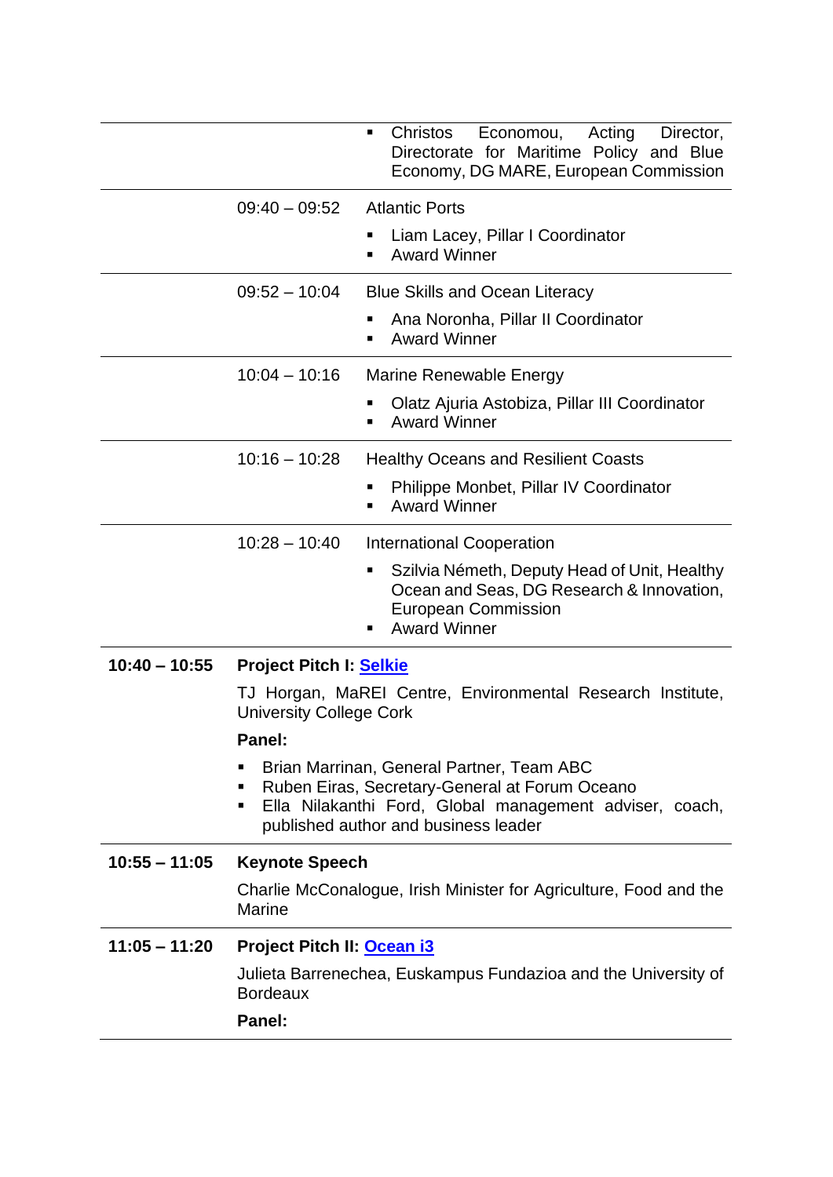| | | |
|---|---|---|
| | | ▪ Christos Economou, Acting Director, Directorate for Maritime Policy and Blue Economy, DG MARE, European Commission |
| | 09:40 – 09:52 | Atlantic Ports<br>▪ Liam Lacey, Pillar I Coordinator<br>▪ Award Winner |
| | 09:52 – 10:04 | Blue Skills and Ocean Literacy<br>▪ Ana Noronha, Pillar II Coordinator<br>▪ Award Winner |
| | 10:04 – 10:16 | Marine Renewable Energy<br>▪ Olatz Ajuria Astobiza, Pillar III Coordinator<br>▪ Award Winner |
| | 10:16 – 10:28 | Healthy Oceans and Resilient Coasts<br>▪ Philippe Monbet, Pillar IV Coordinator<br>▪ Award Winner |
| | 10:28 – 10:40 | International Cooperation<br>▪ Szilvia Németh, Deputy Head of Unit, Healthy Ocean and Seas, DG Research & Innovation, European Commission<br>▪ Award Winner |

| | |
|---|---|
| **10:40 – 10:55** | **Project Pitch I: Selkie**<br>TJ Horgan, MaREI Centre, Environmental Research Institute, University College Cork<br>**Panel:**<br>▪ Brian Marrinan, General Partner, Team ABC<br>▪ Ruben Eiras, Secretary-General at Forum Oceano<br>▪ Ella Nilakanthi Ford, Global management adviser, coach, published author and business leader |
| **10:55 – 11:05** | **Keynote Speech**<br>Charlie McConalogue, Irish Minister for Agriculture, Food and the Marine |
| **11:05 – 11:20** | **Project Pitch II: Ocean i3**<br>Julieta Barrenechea, Euskampus Fundazioa and the University of Bordeaux<br>**Panel:** |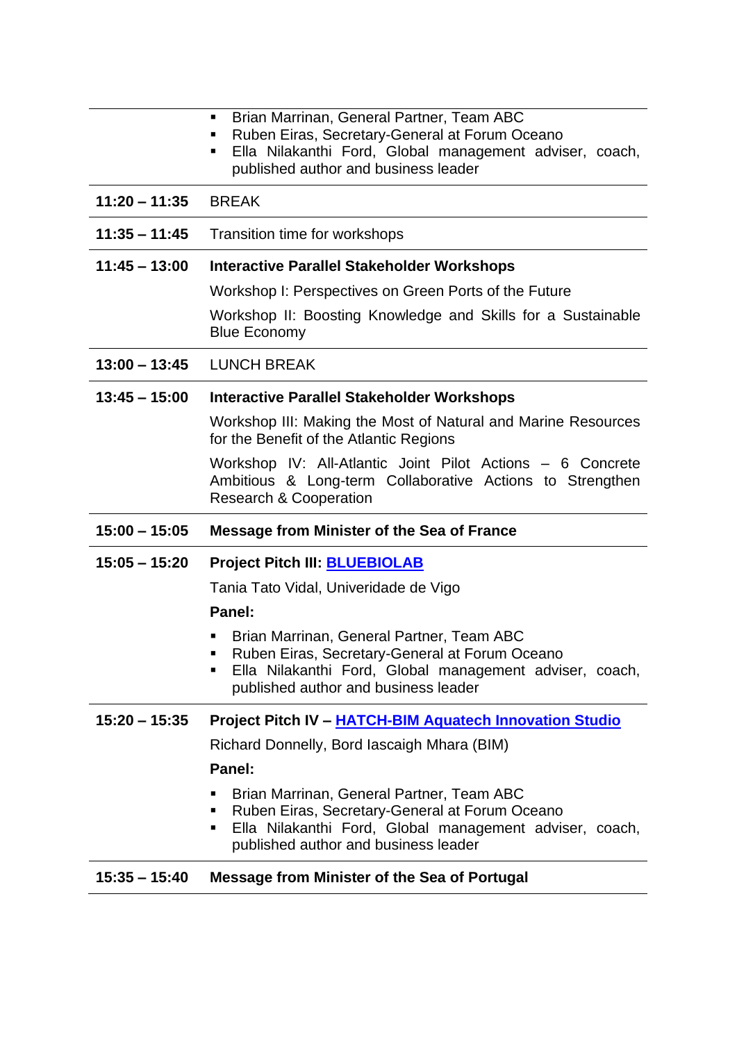| | |
|---|---|
| | ▪ Brian Marrinan, General Partner, Team ABC<br>▪ Ruben Eiras, Secretary-General at Forum Oceano<br>▪ Ella Nilakanthi Ford, Global management adviser, coach, published author and business leader |
| **11:20 – 11:35** | BREAK |
| **11:35 – 11:45** | Transition time for workshops |
| **11:45 – 13:00** | **Interactive Parallel Stakeholder Workshops**<br>Workshop I: Perspectives on Green Ports of the Future<br>Workshop II: Boosting Knowledge and Skills for a Sustainable Blue Economy |
| **13:00 – 13:45** | LUNCH BREAK |
| **13:45 – 15:00** | **Interactive Parallel Stakeholder Workshops**<br>Workshop III: Making the Most of Natural and Marine Resources for the Benefit of the Atlantic Regions<br>Workshop IV: All-Atlantic Joint Pilot Actions – 6 Concrete Ambitious & Long-term Collaborative Actions to Strengthen Research & Cooperation |
| **15:00 – 15:05** | **Message from Minister of the Sea of France** |
| **15:05 – 15:20** | **Project Pitch III: BLUEBIOLAB**<br>Tania Tato Vidal, Univeridade de Vigo<br>**Panel:**<br>▪ Brian Marrinan, General Partner, Team ABC<br>▪ Ruben Eiras, Secretary-General at Forum Oceano<br>▪ Ella Nilakanthi Ford, Global management adviser, coach, published author and business leader |
| **15:20 – 15:35** | **Project Pitch IV – HATCH-BIM Aquatech Innovation Studio**<br>Richard Donnelly, Bord Iascaigh Mhara (BIM)<br>**Panel:**<br>▪ Brian Marrinan, General Partner, Team ABC<br>▪ Ruben Eiras, Secretary-General at Forum Oceano<br>▪ Ella Nilakanthi Ford, Global management adviser, coach, published author and business leader |
| **15:35 – 15:40** | **Message from Minister of the Sea of Portugal** |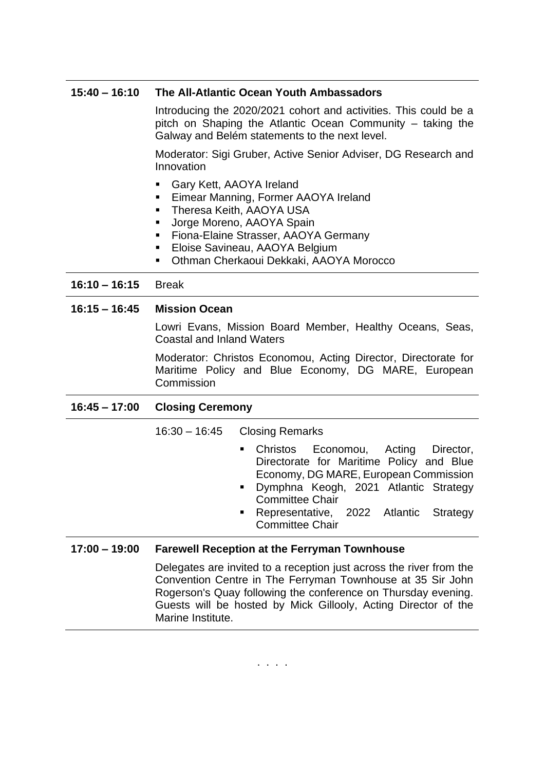**15:40 – 16:10** **The All-Atlantic Ocean Youth Ambassadors**

Introducing the 2020/2021 cohort and activities. This could be a pitch on Shaping the Atlantic Ocean Community – taking the Galway and Belém statements to the next level.

Moderator: Sigi Gruber, Active Senior Adviser, DG Research and Innovation

- Gary Kett, AAOYA Ireland
- Eimear Manning, Former AAOYA Ireland
- Theresa Keith, AAOYA USA
- Jorge Moreno, AAOYA Spain
- Fiona-Elaine Strasser, AAOYA Germany
- Eloise Savineau, AAOYA Belgium
- Othman Cherkaoui Dekkaki, AAOYA Morocco

---

**16:10 – 16:15** Break

---

**16:15 – 16:45** **Mission Ocean**

Lowri Evans, Mission Board Member, Healthy Oceans, Seas, Coastal and Inland Waters

Moderator: Christos Economou, Acting Director, Directorate for Maritime Policy and Blue Economy, DG MARE, European Commission

---

**16:45 – 17:00** **Closing Ceremony**

16:30 – 16:45 Closing Remarks

- Christos Economou, Acting Director, Directorate for Maritime Policy and Blue Economy, DG MARE, European Commission
- Dymphna Keogh, 2021 Atlantic Strategy Committee Chair
- Representative, 2022 Atlantic Strategy Committee Chair

---

**17:00 – 19:00** **Farewell Reception at the Ferryman Townhouse**

Delegates are invited to a reception just across the river from the Convention Centre in The Ferryman Townhouse at 35 Sir John Rogerson's Quay following the conference on Thursday evening. Guests will be hosted by Mick Gillooly, Acting Director of the Marine Institute.

. . . .